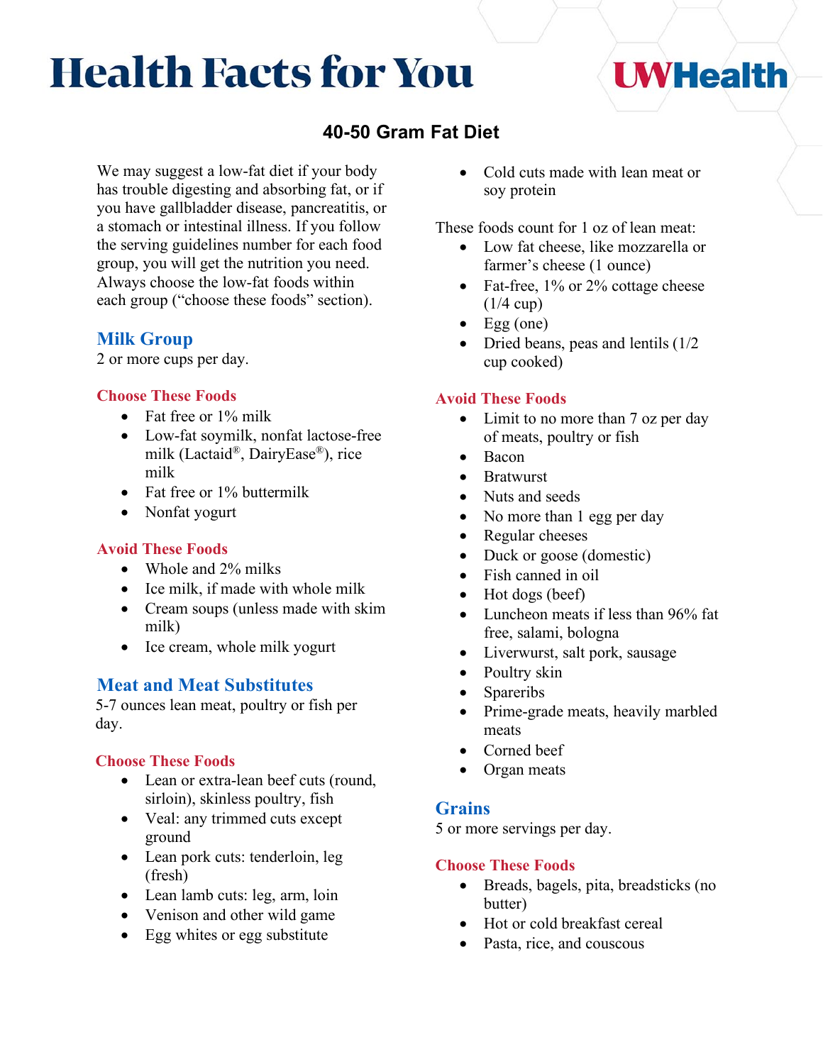# Health Facts for You

UWHealth

## 40-50 Gram Fat Diet

We may suggest a low-fat diet if your body has trouble digesting and absorbing fat, or if you have gallbladder disease, pancreatitis, or a stomach or intestinal illness. If you follow the serving guidelines number for each food group, you will get the nutrition you need. Always choose the low-fat foods within each group ("choose these foods" section).

### Milk Group

2 or more cups per day.

#### Choose These Foods

- Fat free or 1% milk
- Low-fat soymilk, nonfat lactose-free milk (Lactaid®, DairyEase®), rice milk
- Fat free or 1% buttermilk
- Nonfat yogurt

#### Avoid These Foods

- Whole and 2% milks
- Ice milk, if made with whole milk
- Cream soups (unless made with skim milk)
- Ice cream, whole milk yogurt

### Meat and Meat Substitutes

5-7 ounces lean meat, poultry or fish per day.

#### Choose These Foods

- Lean or extra-lean beef cuts (round, sirloin), skinless poultry, fish
- Veal: any trimmed cuts except ground
- Lean pork cuts: tenderloin, leg (fresh)
- Lean lamb cuts: leg, arm, loin
- Venison and other wild game
- Egg whites or egg substitute
- Cold cuts made with lean meat or soy protein

These foods count for 1 oz of lean meat:

- Low fat cheese, like mozzarella or farmer's cheese (1 ounce)
- Fat-free, 1% or 2% cottage cheese (1/4 cup)
- Egg (one)
- Dried beans, peas and lentils (1/2 cup cooked)

#### Avoid These Foods

- Limit to no more than 7 oz per day of meats, poultry or fish
- Bacon
- Bratwurst
- Nuts and seeds
- No more than 1 egg per day
- Regular cheeses
- Duck or goose (domestic)
- Fish canned in oil
- Hot dogs (beef)
- Luncheon meats if less than 96% fat free, salami, bologna
- Liverwurst, salt pork, sausage
- Poultry skin
- Spareribs
- Prime-grade meats, heavily marbled meats
- Corned beef
- Organ meats

### Grains

5 or more servings per day.

#### Choose These Foods

- Breads, bagels, pita, breadsticks (no butter)
- Hot or cold breakfast cereal
- Pasta, rice, and couscous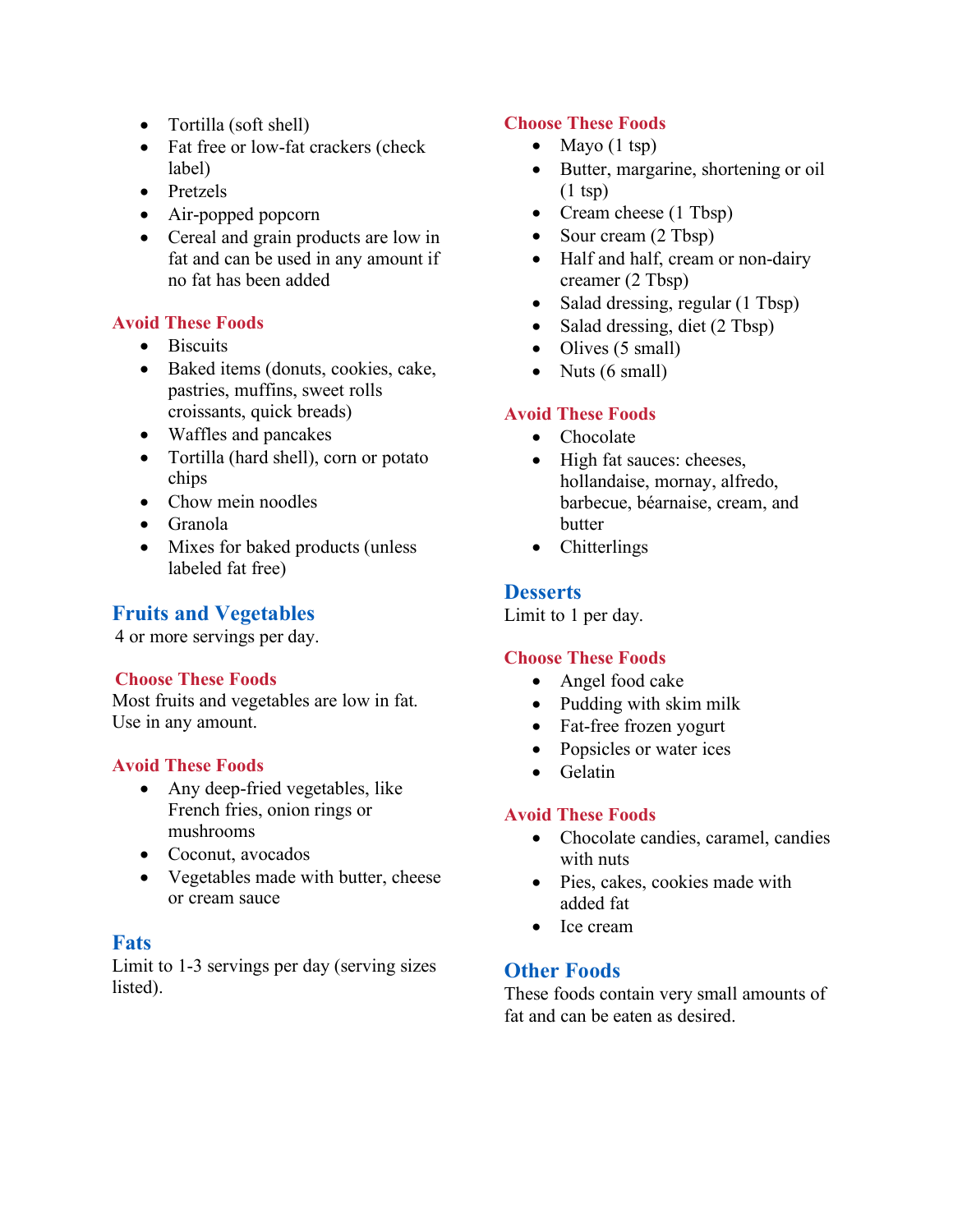- Tortilla (soft shell)
- Fat free or low-fat crackers (check label)
- Pretzels
- Air-popped popcorn
- Cereal and grain products are low in fat and can be used in any amount if no fat has been added

### Avoid These Foods

- Biscuits
- Baked items (donuts, cookies, cake, pastries, muffins, sweet rolls croissants, quick breads)
- Waffles and pancakes
- Tortilla (hard shell), corn or potato chips
- Chow mein noodles
- Granola
- Mixes for baked products (unless labeled fat free)

## Fruits and Vegetables

4 or more servings per day.

### Choose These Foods

Most fruits and vegetables are low in fat. Use in any amount.

### Avoid These Foods

- Any deep-fried vegetables, like French fries, onion rings or mushrooms
- Coconut, avocados
- Vegetables made with butter, cheese or cream sauce

## Fats

Limit to 1-3 servings per day (serving sizes listed).

### Choose These Foods

- Mayo (1 tsp)
- Butter, margarine, shortening or oil (1 tsp)
- Cream cheese (1 Tbsp)
- Sour cream (2 Tbsp)
- Half and half, cream or non-dairy creamer (2 Tbsp)
- Salad dressing, regular (1 Tbsp)
- Salad dressing, diet (2 Tbsp)
- Olives (5 small)
- Nuts (6 small)

### Avoid These Foods

- Chocolate
- High fat sauces: cheeses, hollandaise, mornay, alfredo, barbecue, béarnaise, cream, and butter
- Chitterlings

## Desserts

Limit to 1 per day.

### Choose These Foods

- Angel food cake
- Pudding with skim milk
- Fat-free frozen yogurt
- Popsicles or water ices
- Gelatin

### Avoid These Foods

- Chocolate candies, caramel, candies with nuts
- Pies, cakes, cookies made with added fat
- Ice cream

## Other Foods

These foods contain very small amounts of fat and can be eaten as desired.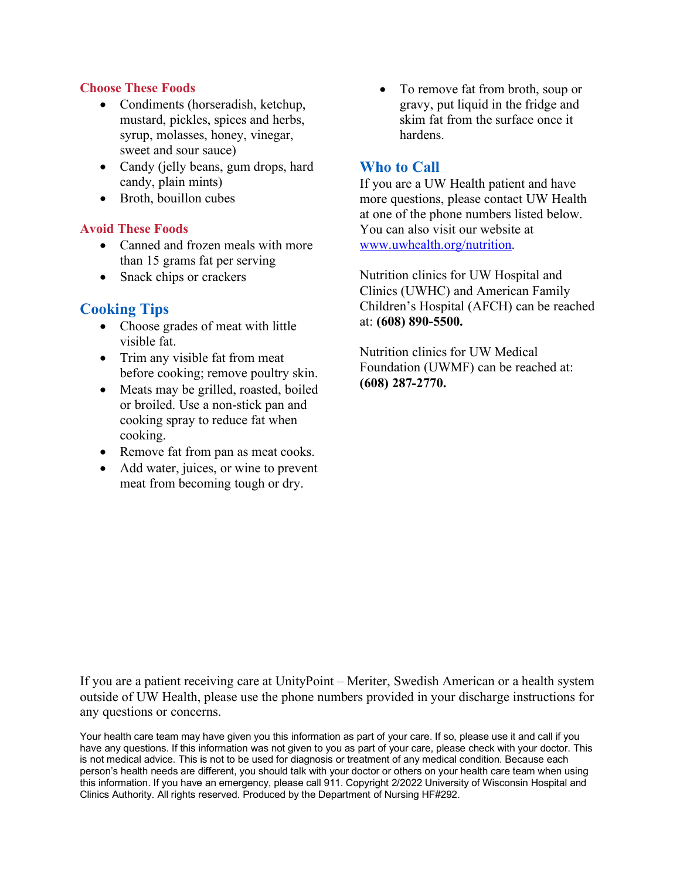### Choose These Foods

- Condiments (horseradish, ketchup, mustard, pickles, spices and herbs, syrup, molasses, honey, vinegar, sweet and sour sauce)
- Candy (jelly beans, gum drops, hard candy, plain mints)
- Broth, bouillon cubes

### Avoid These Foods

- Canned and frozen meals with more than 15 grams fat per serving
- Snack chips or crackers

## Cooking Tips

- Choose grades of meat with little visible fat.
- Trim any visible fat from meat before cooking; remove poultry skin.
- Meats may be grilled, roasted, boiled or broiled. Use a non-stick pan and cooking spray to reduce fat when cooking.
- Remove fat from pan as meat cooks.
- Add water, juices, or wine to prevent meat from becoming tough or dry.
- To remove fat from broth, soup or gravy, put liquid in the fridge and skim fat from the surface once it hardens.

## Who to Call

If you are a UW Health patient and have more questions, please contact UW Health at one of the phone numbers listed below. You can also visit our website at www.uwhealth.org/nutrition.

Nutrition clinics for UW Hospital and Clinics (UWHC) and American Family Children's Hospital (AFCH) can be reached at: **(608) 890-5500.**

Nutrition clinics for UW Medical Foundation (UWMF) can be reached at: **(608) 287-2770.**

If you are a patient receiving care at UnityPoint – Meriter, Swedish American or a health system outside of UW Health, please use the phone numbers provided in your discharge instructions for any questions or concerns.

Your health care team may have given you this information as part of your care. If so, please use it and call if you have any questions. If this information was not given to you as part of your care, please check with your doctor. This is not medical advice. This is not to be used for diagnosis or treatment of any medical condition. Because each person's health needs are different, you should talk with your doctor or others on your health care team when using this information. If you have an emergency, please call 911. Copyright 2/2022 University of Wisconsin Hospital and Clinics Authority. All rights reserved. Produced by the Department of Nursing HF#292.